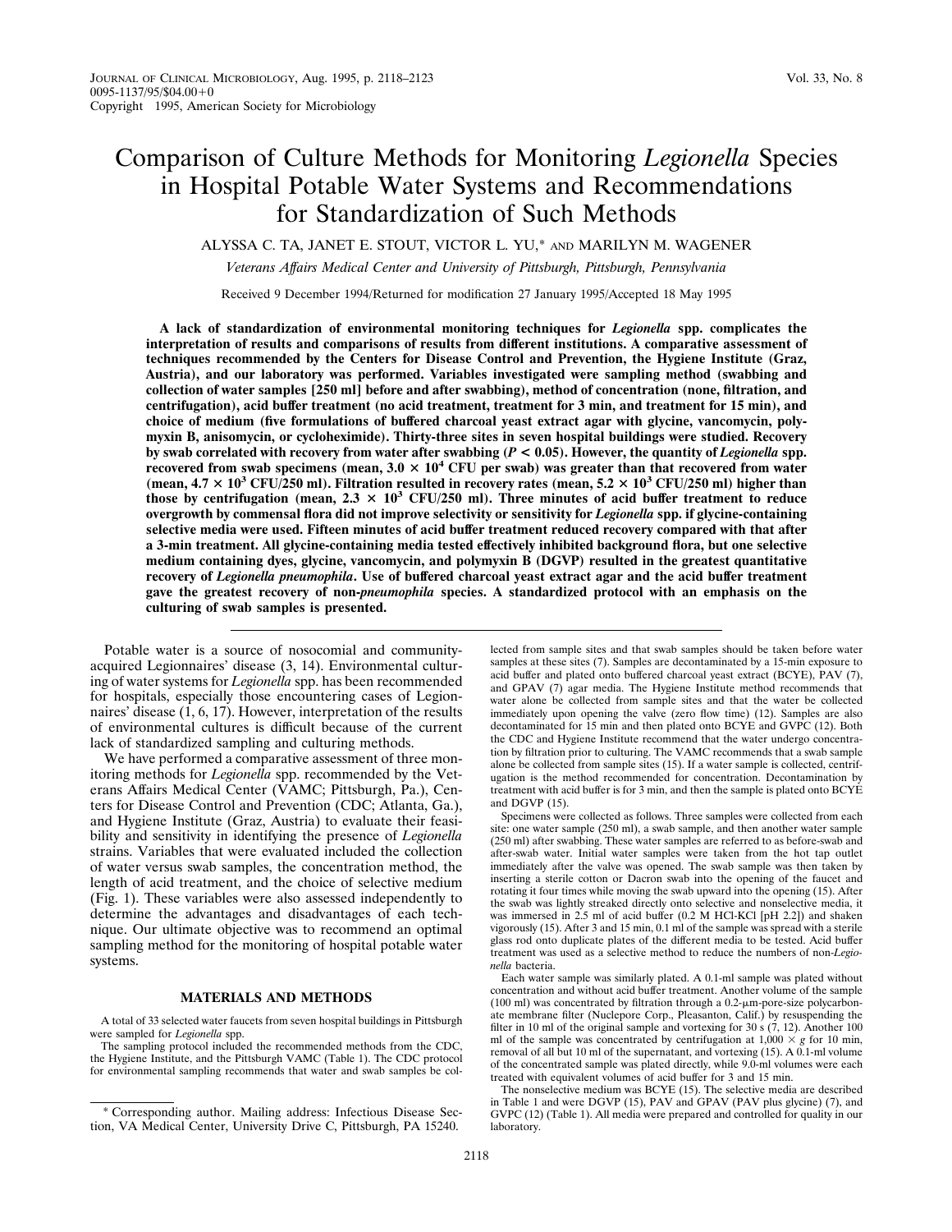# Comparison of Culture Methods for Monitoring *Legionella* Species in Hospital Potable Water Systems and Recommendations for Standardization of Such Methods

ALYSSA C. TA, JANET E. STOUT, VICTOR L. YU,* AND MARILYN M. WAGENER

*Veterans Affairs Medical Center and University of Pittsburgh, Pittsburgh, Pennsylvania*

Received 9 December 1994/Returned for modification 27 January 1995/Accepted 18 May 1995

**A lack of standardization of environmental monitoring techniques for *Legionella* spp. complicates the interpretation of results and comparisons of results from different institutions. A comparative assessment of techniques recommended by the Centers for Disease Control and Prevention, the Hygiene Institute (Graz, Austria), and our laboratory was performed. Variables investigated were sampling method (swabbing and collection of water samples [250 ml] before and after swabbing), method of concentration (none, filtration, and centrifugation), acid buffer treatment (no acid treatment, treatment for 3 min, and treatment for 15 min), and choice of medium (five formulations of buffered charcoal yeast extract agar with glycine, vancomycin, polymyxin B, anisomycin, or cycloheximide). Thirty-three sites in seven hospital buildings were studied. Recovery by swab correlated with recovery from water after swabbing ($P < 0.05$). However, the quantity of *Legionella* spp. recovered from swab specimens (mean, $3.0 \times 10^4$ CFU per swab) was greater than that recovered from water (mean, $4.7 \times 10^3$ CFU/250 ml). Filtration resulted in recovery rates (mean, $5.2 \times 10^3$ CFU/250 ml) higher than those by centrifugation (mean, $2.3 \times 10^3$ CFU/250 ml). Three minutes of acid buffer treatment to reduce overgrowth by commensal flora did not improve selectivity or sensitivity for *Legionella* spp. if glycine-containing selective media were used. Fifteen minutes of acid buffer treatment reduced recovery compared with that after a 3-min treatment. All glycine-containing media tested effectively inhibited background flora, but one selective medium containing dyes, glycine, vancomycin, and polymyxin B (DGVP) resulted in the greatest quantitative recovery of *Legionella pneumophila*. Use of buffered charcoal yeast extract agar and the acid buffer treatment gave the greatest recovery of non-*pneumophila* species. A standardized protocol with an emphasis on the culturing of swab samples is presented.**

Potable water is a source of nosocomial and community-acquired Legionnaires' disease (3, 14). Environmental culturing of water systems for *Legionella* spp. has been recommended for hospitals, especially those encountering cases of Legionnaires' disease (1, 6, 17). However, interpretation of the results of environmental cultures is difficult because of the current lack of standardized sampling and culturing methods.

We have performed a comparative assessment of three monitoring methods for *Legionella* spp. recommended by the Veterans Affairs Medical Center (VAMC; Pittsburgh, Pa.), Centers for Disease Control and Prevention (CDC; Atlanta, Ga.), and Hygiene Institute (Graz, Austria) to evaluate their feasibility and sensitivity in identifying the presence of *Legionella* strains. Variables that were evaluated included the collection of water versus swab samples, the concentration method, the length of acid treatment, and the choice of selective medium (Fig. 1). These variables were also assessed independently to determine the advantages and disadvantages of each technique. Our ultimate objective was to recommend an optimal sampling method for the monitoring of hospital potable water systems.

## MATERIALS AND METHODS

A total of 33 selected water faucets from seven hospital buildings in Pittsburgh were sampled for *Legionella* spp.

The sampling protocol included the recommended methods from the CDC, the Hygiene Institute, and the Pittsburgh VAMC (Table 1). The CDC protocol for environmental sampling recommends that water and swab samples be collected from sample sites and that swab samples should be taken before water samples at these sites (7). Samples are decontaminated by a 15-min exposure to acid buffer and plated onto buffered charcoal yeast extract (BCYE), PAV (7), and GPAV (7) agar media. The Hygiene Institute method recommends that water alone be collected from sample sites and that the water be collected immediately upon opening the valve (zero flow time) (12). Samples are also decontaminated for 15 min and then plated onto BCYE and GVPC (12). Both the CDC and Hygiene Institute recommend that the water undergo concentration by filtration prior to culturing. The VAMC recommends that a swab sample alone be collected from sample sites (15). If a water sample is collected, centrifugation is the method recommended for concentration. Decontamination by treatment with acid buffer is for 3 min, and then the sample is plated onto BCYE and DGVP (15).

Specimens were collected as follows. Three samples were collected from each site: one water sample (250 ml), a swab sample, and then another water sample (250 ml) after swabbing. These water samples are referred to as before-swab and after-swab water. Initial water samples were taken from the hot tap outlet immediately after the valve was opened. The swab sample was then taken by inserting a sterile cotton or Dacron swab into the opening of the faucet and rotating it four times while moving the swab upward into the opening (15). After the swab was lightly streaked directly onto selective and nonselective media, it was immersed in 2.5 ml of acid buffer (0.2 M HCl-KCl [pH 2.2]) and shaken vigorously (15). After 3 and 15 min, 0.1 ml of the sample was spread with a sterile glass rod onto duplicate plates of the different media to be tested. Acid buffer treatment was used as a selective method to reduce the numbers of non-*Legionella* bacteria.

Each water sample was similarly plated. A 0.1-ml sample was plated without concentration and without acid buffer treatment. Another volume of the sample (100 ml) was concentrated by filtration through a 0.2-μm-pore-size polycarbonate membrane filter (Nuclepore Corp., Pleasanton, Calif.) by resuspending the filter in 10 ml of the original sample and vortexing for 30 s (7, 12). Another 100 ml of the sample was concentrated by centrifugation at $1{,}000 \times g$ for 10 min, removal of all but 10 ml of the supernatant, and vortexing (15). A 0.1-ml volume of the concentrated sample was plated directly, while 9.0-ml volumes were each treated with equivalent volumes of acid buffer for 3 and 15 min.

The nonselective medium was BCYE (15). The selective media are described in Table 1 and were DGVP (15), PAV and GPAV (PAV plus glycine) (7), and GVPC (12) (Table 1). All media were prepared and controlled for quality in our laboratory.

\* Corresponding author. Mailing address: Infectious Disease Section, VA Medical Center, University Drive C, Pittsburgh, PA 15240.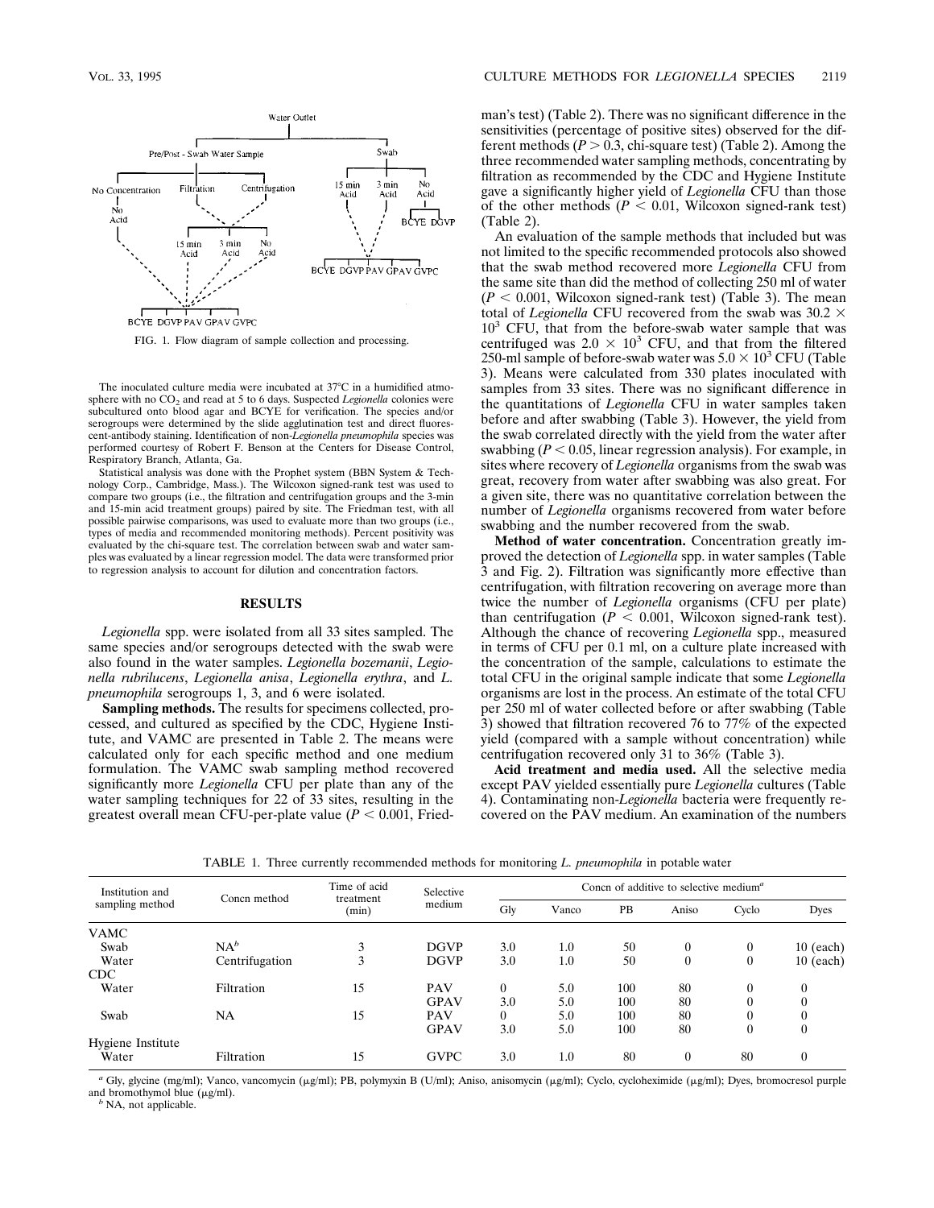FIG. 1. Flow diagram of sample collection and processing.

The inoculated culture media were incubated at 37°C in a humidified atmosphere with no $CO_2$ and read at 5 to 6 days. Suspected *Legionella* colonies were subcultured onto blood agar and BCYE for verification. The species and/or serogroups were determined by the slide agglutination test and direct fluorescent-antibody staining. Identification of non-*Legionella pneumophila* species was performed courtesy of Robert F. Benson at the Centers for Disease Control, Respiratory Branch, Atlanta, Ga.

Statistical analysis was done with the Prophet system (BBN System & Technology Corp., Cambridge, Mass.). The Wilcoxon signed-rank test was used to compare two groups (i.e., the filtration and centrifugation groups and the 3-min and 15-min acid treatment groups) paired by site. The Friedman test, with all possible pairwise comparisons, was used to evaluate more than two groups (i.e., types of media and recommended monitoring methods). Percent positivity was evaluated by the chi-square test. The correlation between swab and water samples was evaluated by a linear regression model. The data were transformed prior to regression analysis to account for dilution and concentration factors.

## RESULTS

*Legionella* spp. were isolated from all 33 sites sampled. The same species and/or serogroups detected with the swab were also found in the water samples. *Legionella bozemanii*, *Legionella rubrilucens*, *Legionella anisa*, *Legionella erythra*, and *L. pneumophila* serogroups 1, 3, and 6 were isolated.

**Sampling methods.** The results for specimens collected, processed, and cultured as specified by the CDC, Hygiene Institute, and VAMC are presented in Table 2. The means were calculated only for each specific method and one medium formulation. The VAMC swab sampling method recovered significantly more *Legionella* CFU per plate than any of the water sampling techniques for 22 of 33 sites, resulting in the greatest overall mean CFU-per-plate value ($P < 0.001$, Friedman's test) (Table 2). There was no significant difference in the sensitivities (percentage of positive sites) observed for the different methods ($P > 0.3$, chi-square test) (Table 2). Among the three recommended water sampling methods, concentrating by filtration as recommended by the CDC and Hygiene Institute gave a significantly higher yield of *Legionella* CFU than those of the other methods ($P < 0.01$, Wilcoxon signed-rank test) (Table 2).

An evaluation of the sample methods that included but was not limited to the specific recommended protocols also showed that the swab method recovered more *Legionella* CFU from the same site than did the method of collecting 250 ml of water ($P < 0.001$, Wilcoxon signed-rank test) (Table 3). The mean total of *Legionella* CFU recovered from the swab was $30.2 \times 10^3$ CFU, that from the before-swab water sample that was centrifuged was $2.0 \times 10^3$ CFU, and that from the filtered 250-ml sample of before-swab water was $5.0 \times 10^3$ CFU (Table 3). Means were calculated from 330 plates inoculated with samples from 33 sites. There was no significant difference in the quantitations of *Legionella* CFU in water samples taken before and after swabbing (Table 3). However, the yield from the swab correlated directly with the yield from the water after swabbing ($P < 0.05$, linear regression analysis). For example, in sites where recovery of *Legionella* organisms from the swab was great, recovery from water after swabbing was also great. For a given site, there was no quantitative correlation between the number of *Legionella* organisms recovered from water before swabbing and the number recovered from the swab.

**Method of water concentration.** Concentration greatly improved the detection of *Legionella* spp. in water samples (Table 3 and Fig. 2). Filtration was significantly more effective than centrifugation, with filtration recovering on average more than twice the number of *Legionella* organisms (CFU per plate) than centrifugation ($P < 0.001$, Wilcoxon signed-rank test). Although the chance of recovering *Legionella* spp., measured in terms of CFU per 0.1 ml, on a culture plate increased with the concentration of the sample, calculations to estimate the total CFU in the original sample indicate that some *Legionella* organisms are lost in the process. An estimate of the total CFU per 250 ml of water collected before or after swabbing (Table 3) showed that filtration recovered 76 to 77% of the expected yield (compared with a sample without concentration) while centrifugation recovered only 31 to 36% (Table 3).

**Acid treatment and media used.** All the selective media except PAV yielded essentially pure *Legionella* cultures (Table 4). Contaminating non-*Legionella* bacteria were frequently recovered on the PAV medium. An examination of the numbers

TABLE 1. Three currently recommended methods for monitoring *L. pneumophila* in potable water

| Institution and sampling method | Concn method | Time of acid treatment (min) | Selective medium | Concn of additive to selective medium[a] | | | | | |
|---|---|---|---|---|---|---|---|---|---|
| | | | | Gly | Vanco | PB | Aniso | Cyclo | Dyes |
| VAMC | | | | | | | | | |
| Swab | NA[b] | 3 | DGVP | 3.0 | 1.0 | 50 | 0 | 0 | 10 (each) |
| Water | Centrifugation | 3 | DGVP | 3.0 | 1.0 | 50 | 0 | 0 | 10 (each) |
| CDC | | | | | | | | | |
| Water | Filtration | 15 | PAV | 0 | 5.0 | 100 | 80 | 0 | 0 |
| | | | GPAV | 3.0 | 5.0 | 100 | 80 | 0 | 0 |
| Swab | NA | 15 | PAV | 0 | 5.0 | 100 | 80 | 0 | 0 |
| | | | GPAV | 3.0 | 5.0 | 100 | 80 | 0 | 0 |
| Hygiene Institute | | | | | | | | | |
| Water | Filtration | 15 | GVPC | 3.0 | 1.0 | 80 | 0 | 80 | 0 |

[a] Gly, glycine (mg/ml); Vanco, vancomycin (μg/ml); PB, polymyxin B (U/ml); Aniso, anisomycin (μg/ml); Cyclo, cycloheximide (μg/ml); Dyes, bromocresol purple and bromothymol blue (μg/ml).

[b] NA, not applicable.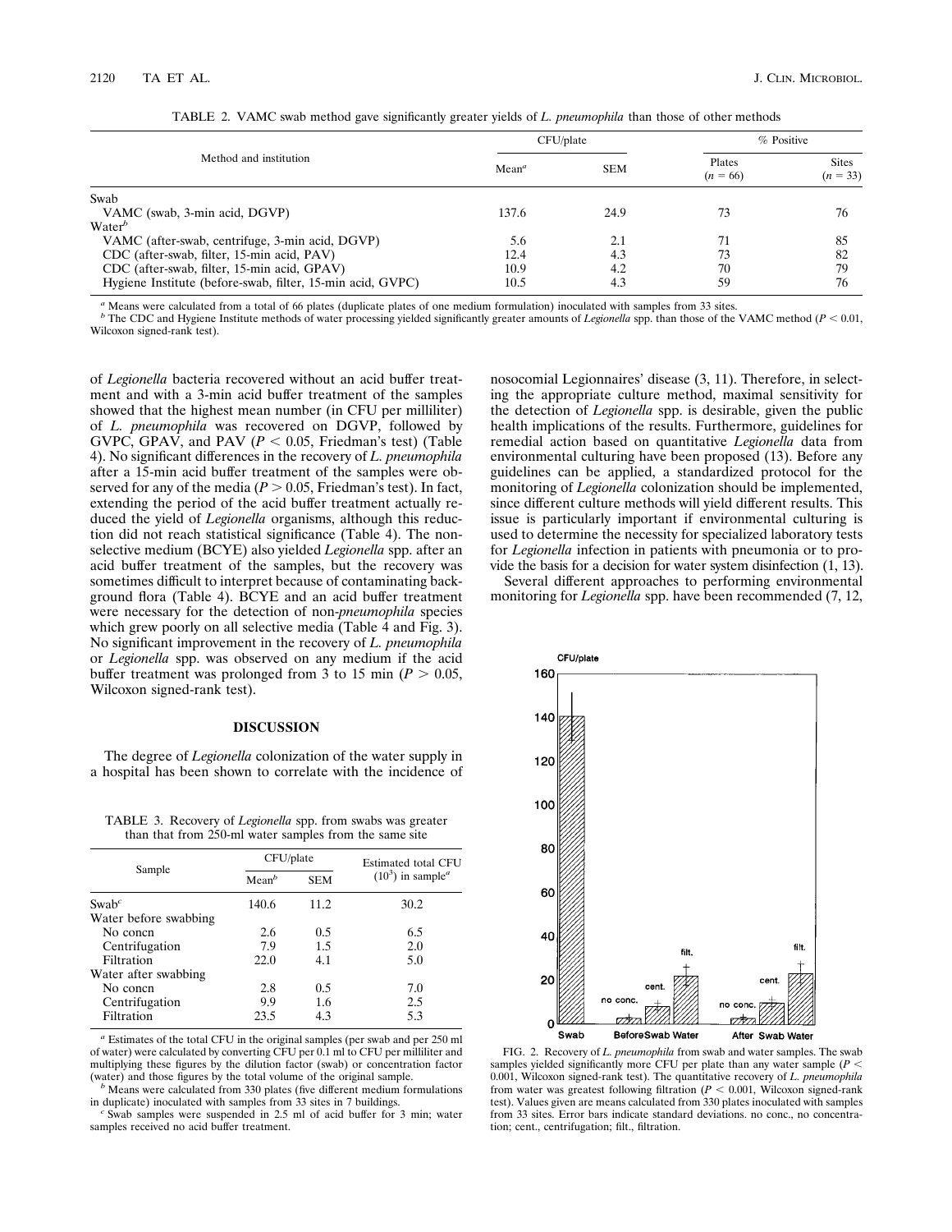TABLE 2. VAMC swab method gave significantly greater yields of *L. pneumophila* than those of other methods

| Method and institution | CFU/plate | | % Positive | |
|---|---|---|---|---|
| | Mean[a] | SEM | Plates ($n = 66$) | Sites ($n = 33$) |
| Swab | | | | |
| VAMC (swab, 3-min acid, DGVP) | 137.6 | 24.9 | 73 | 76 |
| Water[b] | | | | |
| VAMC (after-swab, centrifuge, 3-min acid, DGVP) | 5.6 | 2.1 | 71 | 85 |
| CDC (after-swab, filter, 15-min acid, PAV) | 12.4 | 4.3 | 73 | 82 |
| CDC (after-swab, filter, 15-min acid, GPAV) | 10.9 | 4.2 | 70 | 79 |
| Hygiene Institute (before-swab, filter, 15-min acid, GVPC) | 10.5 | 4.3 | 59 | 76 |

[a] Means were calculated from a total of 66 plates (duplicate plates of one medium formulation) inoculated with samples from 33 sites.
[b] The CDC and Hygiene Institute methods of water processing yielded significantly greater amounts of *Legionella* spp. than those of the VAMC method ($P < 0.01$, Wilcoxon signed-rank test).

of *Legionella* bacteria recovered without an acid buffer treatment and with a 3-min acid buffer treatment of the samples showed that the highest mean number (in CFU per milliliter) of *L. pneumophila* was recovered on DGVP, followed by GVPC, GPAV, and PAV ($P < 0.05$, Friedman's test) (Table 4). No significant differences in the recovery of *L. pneumophila* after a 15-min acid buffer treatment of the samples were observed for any of the media ($P > 0.05$, Friedman's test). In fact, extending the period of the acid buffer treatment actually reduced the yield of *Legionella* organisms, although this reduction did not reach statistical significance (Table 4). The nonselective medium (BCYE) also yielded *Legionella* spp. after an acid buffer treatment of the samples, but the recovery was sometimes difficult to interpret because of contaminating background flora (Table 4). BCYE and an acid buffer treatment were necessary for the detection of non-*pneumophila* species which grew poorly on all selective media (Table 4 and Fig. 3). No significant improvement in the recovery of *L. pneumophila* or *Legionella* spp. was observed on any medium if the acid buffer treatment was prolonged from 3 to 15 min ($P > 0.05$, Wilcoxon signed-rank test).

## DISCUSSION

The degree of *Legionella* colonization of the water supply in a hospital has been shown to correlate with the incidence of nosocomial Legionnaires' disease (3, 11). Therefore, in selecting the appropriate culture method, maximal sensitivity for the detection of *Legionella* spp. is desirable, given the public health implications of the results. Furthermore, guidelines for remedial action based on quantitative *Legionella* data from environmental culturing have been proposed (13). Before any guidelines can be applied, a standardized protocol for the monitoring of *Legionella* colonization should be implemented, since different culture methods will yield different results. This issue is particularly important if environmental culturing is used to determine the necessity for specialized laboratory tests for *Legionella* infection in patients with pneumonia or to provide the basis for a decision for water system disinfection (1, 13).

Several different approaches to performing environmental monitoring for *Legionella* spp. have been recommended (7, 12,

TABLE 3. Recovery of *Legionella* spp. from swabs was greater than that from 250-ml water samples from the same site

| Sample | CFU/plate | | Estimated total CFU ($10^3$) in sample[a] |
|---|---|---|---|
| | Mean[b] | SEM | |
| Swab[c] | 140.6 | 11.2 | 30.2 |
| Water before swabbing | | | |
| No concn | 2.6 | 0.5 | 6.5 |
| Centrifugation | 7.9 | 1.5 | 2.0 |
| Filtration | 22.0 | 4.1 | 5.0 |
| Water after swabbing | | | |
| No concn | 2.8 | 0.5 | 7.0 |
| Centrifugation | 9.9 | 1.6 | 2.5 |
| Filtration | 23.5 | 4.3 | 5.3 |

[a] Estimates of the total CFU in the original samples (per swab and per 250 ml of water) were calculated by converting CFU per 0.1 ml to CFU per milliliter and multiplying these figures by the dilution factor (swab) or concentration factor (water) and those figures by the total volume of the original sample.
[b] Means were calculated from 330 plates (five different medium formulations in duplicate) inoculated with samples from 33 sites in 7 buildings.
[c] Swab samples were suspended in 2.5 ml of acid buffer for 3 min; water samples received no acid buffer treatment.

FIG. 2. Recovery of *L. pneumophila* from swab and water samples. The swab samples yielded significantly more CFU per plate than any water sample ($P < 0.001$, Wilcoxon signed-rank test). The quantitative recovery of *L. pneumophila* from water was greatest following filtration ($P < 0.001$, Wilcoxon signed-rank test). Values given are means calculated from 330 plates inoculated with samples from 33 sites. Error bars indicate standard deviations. no conc., no concentration; cent., centrifugation; filt., filtration.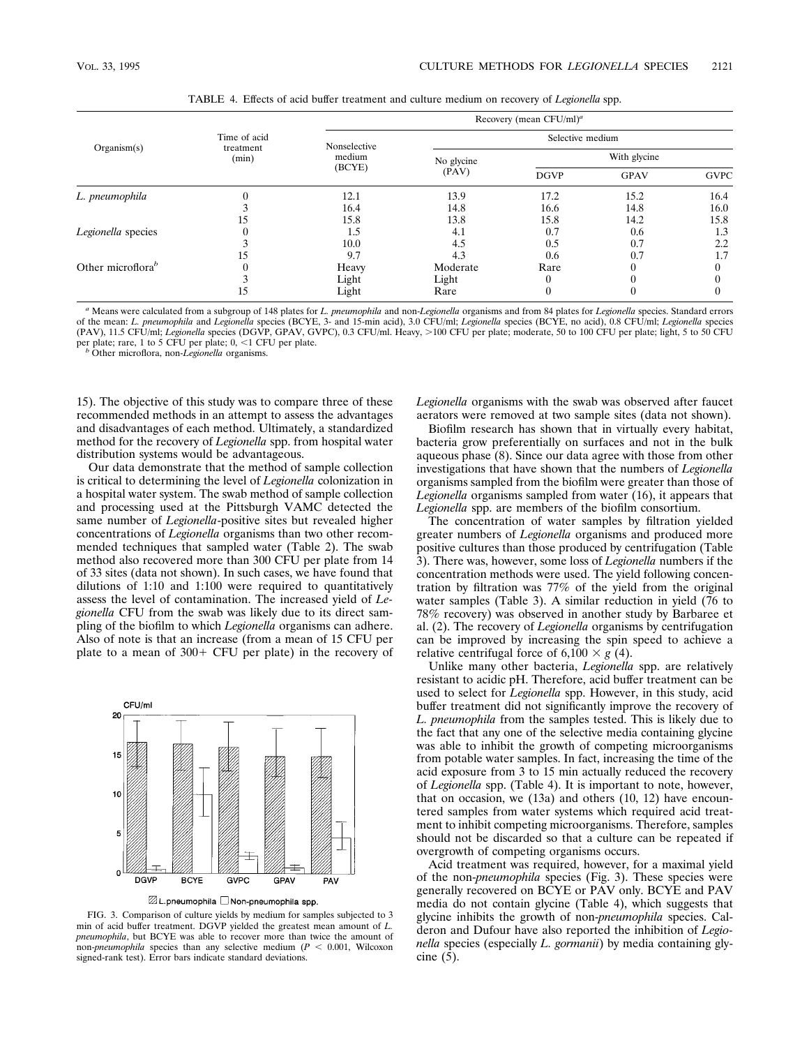TABLE 4. Effects of acid buffer treatment and culture medium on recovery of *Legionella* spp.

| Organism(s) | Time of acid treatment (min) | Recovery (mean CFU/ml)[a] | | | | |
|---|---|---|---|---|---|---|
| | | Nonselective medium (BCYE) | Selective medium | | | |
| | | | No glycine (PAV) | With glycine | | |
| | | | | DGVP | GPAV | GVPC |
| *L. pneumophila* | 0 | 12.1 | 13.9 | 17.2 | 15.2 | 16.4 |
| | 3 | 16.4 | 14.8 | 16.6 | 14.8 | 16.0 |
| | 15 | 15.8 | 13.8 | 15.8 | 14.2 | 15.8 |
| *Legionella* species | 0 | 1.5 | 4.1 | 0.7 | 0.6 | 1.3 |
| | 3 | 10.0 | 4.5 | 0.5 | 0.7 | 2.2 |
| | 15 | 9.7 | 4.3 | 0.6 | 0.7 | 1.7 |
| Other microflora[b] | 0 | Heavy | Moderate | Rare | 0 | 0 |
| | 3 | Light | Light | 0 | 0 | 0 |
| | 15 | Light | Rare | 0 | 0 | 0 |

[a] Means were calculated from a subgroup of 148 plates for *L. pneumophila* and non-*Legionella* organisms and from 84 plates for *Legionella* species. Standard errors of the mean: *L. pneumophila* and *Legionella* species (BCYE, 3- and 15-min acid), 3.0 CFU/ml; *Legionella* species (BCYE, no acid), 0.8 CFU/ml; *Legionella* species (PAV), 11.5 CFU/ml; *Legionella* species (DGVP, GPAV, GVPC), 0.3 CFU/ml. Heavy, >100 CFU per plate; moderate, 50 to 100 CFU per plate; light, 5 to 50 CFU per plate; rare, 1 to 5 CFU per plate; 0, <1 CFU per plate.

[b] Other microflora, non-*Legionella* organisms.

15). The objective of this study was to compare three of these recommended methods in an attempt to assess the advantages and disadvantages of each method. Ultimately, a standardized method for the recovery of *Legionella* spp. from hospital water distribution systems would be advantageous.

Our data demonstrate that the method of sample collection is critical to determining the level of *Legionella* colonization in a hospital water system. The swab method of sample collection and processing used at the Pittsburgh VAMC detected the same number of *Legionella*-positive sites but revealed higher concentrations of *Legionella* organisms than two other recommended techniques that sampled water (Table 2). The swab method also recovered more than 300 CFU per plate from 14 of 33 sites (data not shown). In such cases, we have found that dilutions of 1:10 and 1:100 were required to quantitatively assess the level of contamination. The increased yield of *Legionella* CFU from the swab was likely due to its direct sampling of the biofilm to which *Legionella* organisms can adhere. Also of note is that an increase (from a mean of 15 CFU per plate to a mean of 300+ CFU per plate) in the recovery of *Legionella* organisms with the swab was observed after faucet aerators were removed at two sample sites (data not shown).

Biofilm research has shown that in virtually every habitat, bacteria grow preferentially on surfaces and not in the bulk aqueous phase (8). Since our data agree with those from other investigations that have shown that the numbers of *Legionella* organisms sampled from the biofilm were greater than those of *Legionella* organisms sampled from water (16), it appears that *Legionella* spp. are members of the biofilm consortium.

The concentration of water samples by filtration yielded greater numbers of *Legionella* organisms and produced more positive cultures than those produced by centrifugation (Table 3). There was, however, some loss of *Legionella* numbers if the concentration methods were used. The yield following concentration by filtration was 77% of the yield from the original water samples (Table 3). A similar reduction in yield (76 to 78% recovery) was observed in another study by Barbaree et al. (2). The recovery of *Legionella* organisms by centrifugation can be improved by increasing the spin speed to achieve a relative centrifugal force of $6,100 \times g$ (4).

Unlike many other bacteria, *Legionella* spp. are relatively resistant to acidic pH. Therefore, acid buffer treatment can be used to select for *Legionella* spp. However, in this study, acid buffer treatment did not significantly improve the recovery of *L. pneumophila* from the samples tested. This is likely due to the fact that any one of the selective media containing glycine was able to inhibit the growth of competing microorganisms from potable water samples. In fact, increasing the time of the acid exposure from 3 to 15 min actually reduced the recovery of *Legionella* spp. (Table 4). It is important to note, however, that on occasion, we (13a) and others (10, 12) have encountered samples from water systems which required acid treatment to inhibit competing microorganisms. Therefore, samples should not be discarded so that a culture can be repeated if overgrowth of competing organisms occurs.

Acid treatment was required, however, for a maximal yield of the non-*pneumophila* species (Fig. 3). These species were generally recovered on BCYE or PAV only. BCYE and PAV media do not contain glycine (Table 4), which suggests that glycine inhibits the growth of non-*pneumophila* species. Calderon and Dufour have also reported the inhibition of *Legionella* species (especially *L. gormanii*) by media containing glycine (5).

FIG. 3. Comparison of culture yields by medium for samples subjected to 3 min of acid buffer treatment. DGVP yielded the greatest mean amount of *L. pneumophila*, but BCYE was able to recover more than twice the amount of non-*pneumophila* species than any selective medium ($P < 0.001$, Wilcoxon signed-rank test). Error bars indicate standard deviations.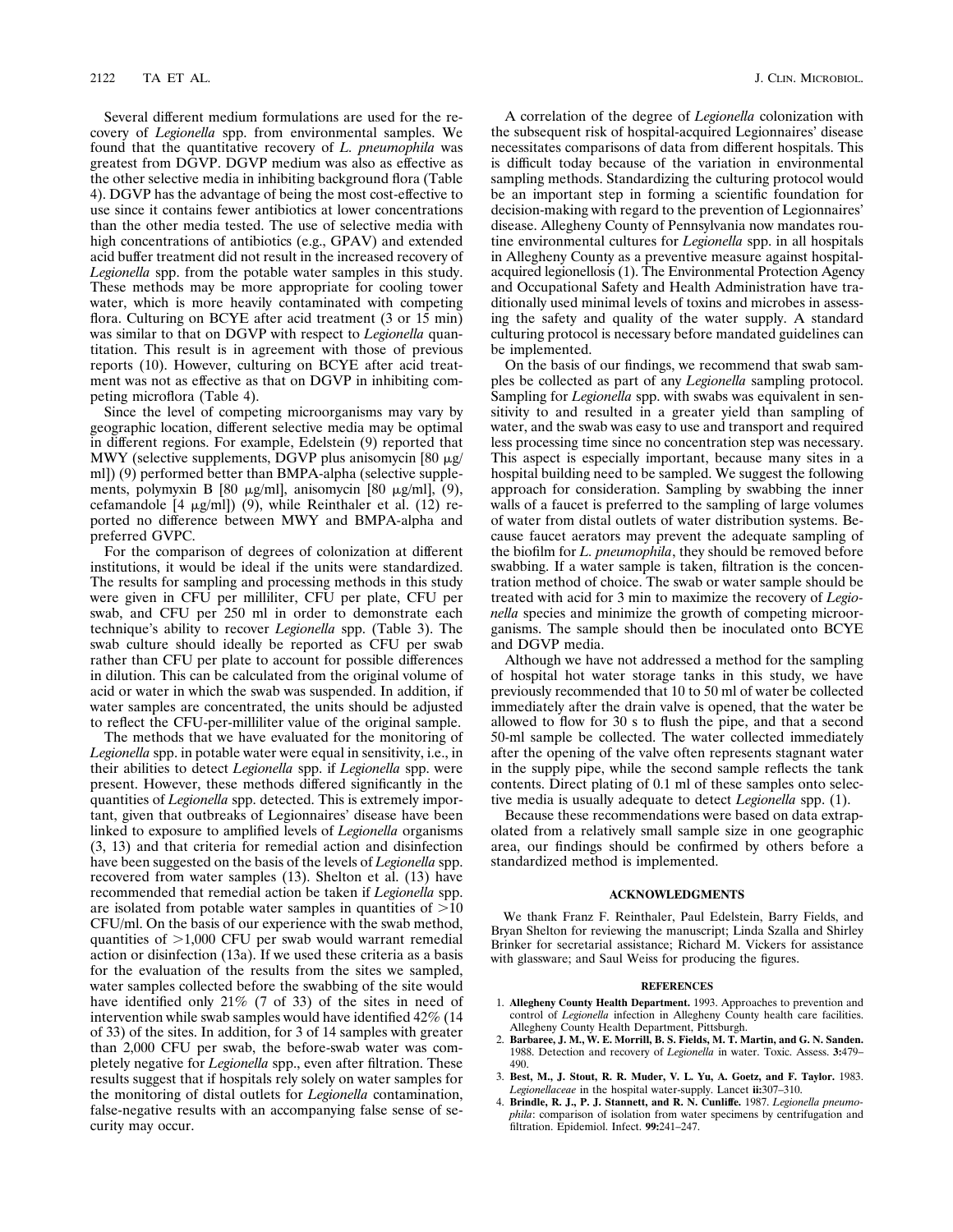Several different medium formulations are used for the recovery of *Legionella* spp. from environmental samples. We found that the quantitative recovery of *L. pneumophila* was greatest from DGVP. DGVP medium was also as effective as the other selective media in inhibiting background flora (Table 4). DGVP has the advantage of being the most cost-effective to use since it contains fewer antibiotics at lower concentrations than the other media tested. The use of selective media with high concentrations of antibiotics (e.g., GPAV) and extended acid buffer treatment did not result in the increased recovery of *Legionella* spp. from the potable water samples in this study. These methods may be more appropriate for cooling tower water, which is more heavily contaminated with competing flora. Culturing on BCYE after acid treatment (3 or 15 min) was similar to that on DGVP with respect to *Legionella* quantitation. This result is in agreement with those of previous reports (10). However, culturing on BCYE after acid treatment was not as effective as that on DGVP in inhibiting competing microflora (Table 4).

Since the level of competing microorganisms may vary by geographic location, different selective media may be optimal in different regions. For example, Edelstein (9) reported that MWY (selective supplements, DGVP plus anisomycin [80 μg/ml]) (9) performed better than BMPA-alpha (selective supplements, polymyxin B [80 μg/ml], anisomycin [80 μg/ml], (9), cefamandole [4 μg/ml]) (9), while Reinthaler et al. (12) reported no difference between MWY and BMPA-alpha and preferred GVPC.

For the comparison of degrees of colonization at different institutions, it would be ideal if the units were standardized. The results for sampling and processing methods in this study were given in CFU per milliliter, CFU per plate, CFU per swab, and CFU per 250 ml in order to demonstrate each technique's ability to recover *Legionella* spp. (Table 3). The swab culture should ideally be reported as CFU per swab rather than CFU per plate to account for possible differences in dilution. This can be calculated from the original volume of acid or water in which the swab was suspended. In addition, if water samples are concentrated, the units should be adjusted to reflect the CFU-per-milliliter value of the original sample.

The methods that we have evaluated for the monitoring of *Legionella* spp. in potable water were equal in sensitivity, i.e., in their abilities to detect *Legionella* spp. if *Legionella* spp. were present. However, these methods differed significantly in the quantities of *Legionella* spp. detected. This is extremely important, given that outbreaks of Legionnaires' disease have been linked to exposure to amplified levels of *Legionella* organisms (3, 13) and that criteria for remedial action and disinfection have been suggested on the basis of the levels of *Legionella* spp. recovered from water samples (13). Shelton et al. (13) have recommended that remedial action be taken if *Legionella* spp. are isolated from potable water samples in quantities of $>$10 CFU/ml. On the basis of our experience with the swab method, quantities of $>$1,000 CFU per swab would warrant remedial action or disinfection (13a). If we used these criteria as a basis for the evaluation of the results from the sites we sampled, water samples collected before the swabbing of the site would have identified only 21% (7 of 33) of the sites in need of intervention while swab samples would have identified 42% (14 of 33) of the sites. In addition, for 3 of 14 samples with greater than 2,000 CFU per swab, the before-swab water was completely negative for *Legionella* spp., even after filtration. These results suggest that if hospitals rely solely on water samples for the monitoring of distal outlets for *Legionella* contamination, false-negative results with an accompanying false sense of security may occur.

A correlation of the degree of *Legionella* colonization with the subsequent risk of hospital-acquired Legionnaires' disease necessitates comparisons of data from different hospitals. This is difficult today because of the variation in environmental sampling methods. Standardizing the culturing protocol would be an important step in forming a scientific foundation for decision-making with regard to the prevention of Legionnaires' disease. Allegheny County of Pennsylvania now mandates routine environmental cultures for *Legionella* spp. in all hospitals in Allegheny County as a preventive measure against hospital-acquired legionellosis (1). The Environmental Protection Agency and Occupational Safety and Health Administration have traditionally used minimal levels of toxins and microbes in assessing the safety and quality of the water supply. A standard culturing protocol is necessary before mandated guidelines can be implemented.

On the basis of our findings, we recommend that swab samples be collected as part of any *Legionella* sampling protocol. Sampling for *Legionella* spp. with swabs was equivalent in sensitivity to and resulted in a greater yield than sampling of water, and the swab was easy to use and transport and required less processing time since no concentration step was necessary. This aspect is especially important, because many sites in a hospital building need to be sampled. We suggest the following approach for consideration. Sampling by swabbing the inner walls of a faucet is preferred to the sampling of large volumes of water from distal outlets of water distribution systems. Because faucet aerators may prevent the adequate sampling of the biofilm for *L. pneumophila*, they should be removed before swabbing. If a water sample is taken, filtration is the concentration method of choice. The swab or water sample should be treated with acid for 3 min to maximize the recovery of *Legionella* species and minimize the growth of competing microorganisms. The sample should then be inoculated onto BCYE and DGVP media.

Although we have not addressed a method for the sampling of hospital hot water storage tanks in this study, we have previously recommended that 10 to 50 ml of water be collected immediately after the drain valve is opened, that the water be allowed to flow for 30 s to flush the pipe, and that a second 50-ml sample be collected. The water collected immediately after the opening of the valve often represents stagnant water in the supply pipe, while the second sample reflects the tank contents. Direct plating of 0.1 ml of these samples onto selective media is usually adequate to detect *Legionella* spp. (1).

Because these recommendations were based on data extrapolated from a relatively small sample size in one geographic area, our findings should be confirmed by others before a standardized method is implemented.

## ACKNOWLEDGMENTS

We thank Franz F. Reinthaler, Paul Edelstein, Barry Fields, and Bryan Shelton for reviewing the manuscript; Linda Szalla and Shirley Brinker for secretarial assistance; Richard M. Vickers for assistance with glassware; and Saul Weiss for producing the figures.

## REFERENCES

1. **Allegheny County Health Department.** 1993. Approaches to prevention and control of *Legionella* infection in Allegheny County health care facilities. Allegheny County Health Department, Pittsburgh.
2. **Barbaree, J. M., W. E. Morrill, B. S. Fields, M. T. Martin, and G. N. Sanden.** 1988. Detection and recovery of *Legionella* in water. Toxic. Assess. **3:**479–490.
3. **Best, M., J. Stout, R. R. Muder, V. L. Yu, A. Goetz, and F. Taylor.** 1983. *Legionellaceae* in the hospital water-supply. Lancet **ii:**307–310.
4. **Brindle, R. J., P. J. Stannett, and R. N. Cunliffe.** 1987. *Legionella pneumophila*: comparison of isolation from water specimens by centrifugation and filtration. Epidemiol. Infect. **99:**241–247.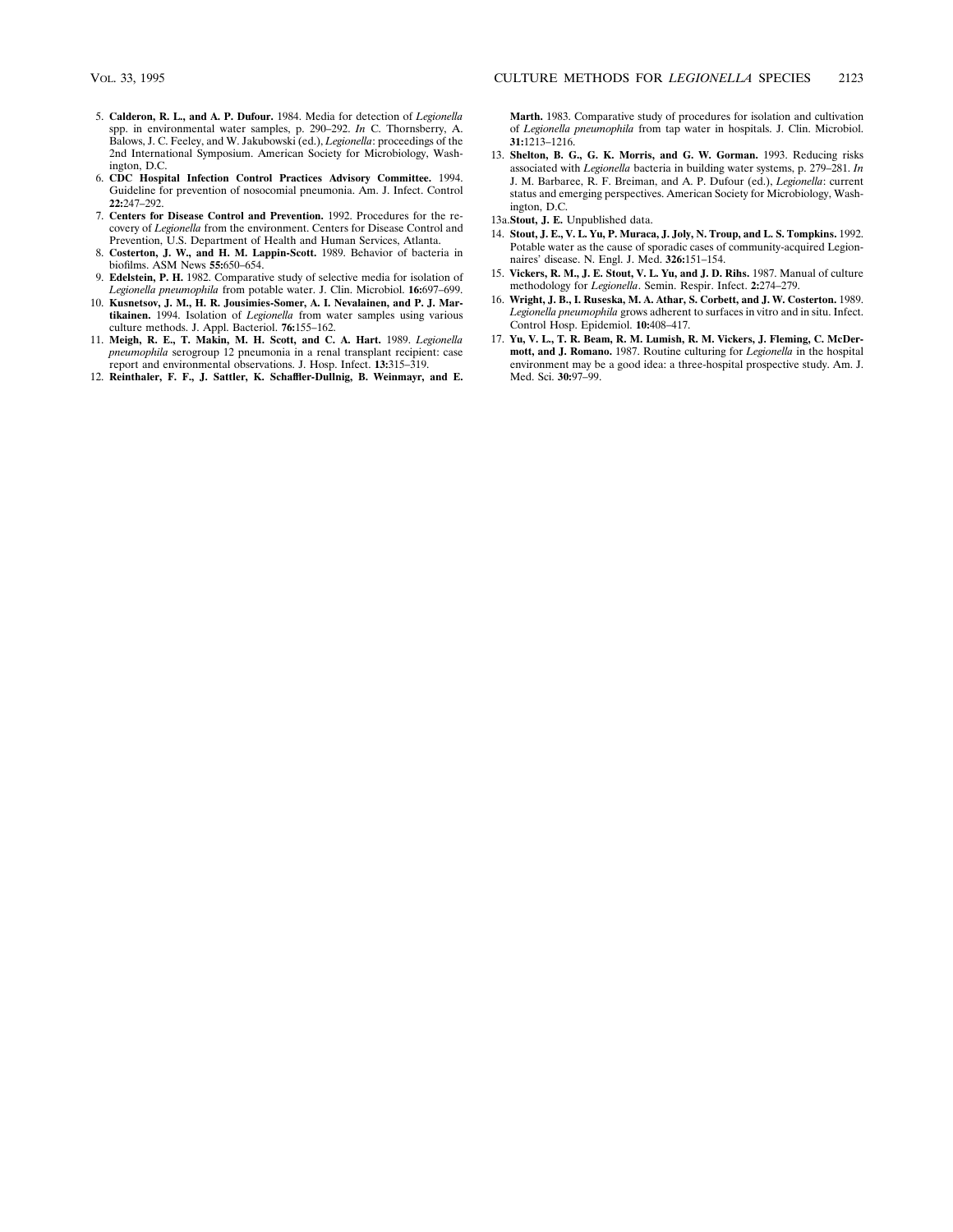5. **Calderon, R. L., and A. P. Dufour.** 1984. Media for detection of *Legionella* spp. in environmental water samples, p. 290–292. *In* C. Thornsberry, A. Balows, J. C. Feeley, and W. Jakubowski (ed.), *Legionella*: proceedings of the 2nd International Symposium. American Society for Microbiology, Washington, D.C.
6. **CDC Hospital Infection Control Practices Advisory Committee.** 1994. Guideline for prevention of nosocomial pneumonia. Am. J. Infect. Control **22:**247–292.
7. **Centers for Disease Control and Prevention.** 1992. Procedures for the recovery of *Legionella* from the environment. Centers for Disease Control and Prevention, U.S. Department of Health and Human Services, Atlanta.
8. **Costerton, J. W., and H. M. Lappin-Scott.** 1989. Behavior of bacteria in biofilms. ASM News **55:**650–654.
9. **Edelstein, P. H.** 1982. Comparative study of selective media for isolation of *Legionella pneumophila* from potable water. J. Clin. Microbiol. **16:**697–699.
10. **Kusnetsov, J. M., H. R. Jousimies-Somer, A. I. Nevalainen, and P. J. Martikainen.** 1994. Isolation of *Legionella* from water samples using various culture methods. J. Appl. Bacteriol. **76:**155–162.
11. **Meigh, R. E., T. Makin, M. H. Scott, and C. A. Hart.** 1989. *Legionella pneumophila* serogroup 12 pneumonia in a renal transplant recipient: case report and environmental observations. J. Hosp. Infect. **13:**315–319.
12. **Reinthaler, F. F., J. Sattler, K. Schaffler-Dullnig, B. Weinmayr, and E. Marth.** 1983. Comparative study of procedures for isolation and cultivation of *Legionella pneumophila* from tap water in hospitals. J. Clin. Microbiol. **31:**1213–1216.
13. **Shelton, B. G., G. K. Morris, and G. W. Gorman.** 1993. Reducing risks associated with *Legionella* bacteria in building water systems, p. 279–281. *In* J. M. Barbaree, R. F. Breiman, and A. P. Dufour (ed.), *Legionella*: current status and emerging perspectives. American Society for Microbiology, Washington, D.C.

13a. **Stout, J. E.** Unpublished data.

14. **Stout, J. E., V. L. Yu, P. Muraca, J. Joly, N. Troup, and L. S. Tompkins.** 1992. Potable water as the cause of sporadic cases of community-acquired Legionnaires' disease. N. Engl. J. Med. **326:**151–154.
15. **Vickers, R. M., J. E. Stout, V. L. Yu, and J. D. Rihs.** 1987. Manual of culture methodology for *Legionella*. Semin. Respir. Infect. **2:**274–279.
16. **Wright, J. B., I. Ruseska, M. A. Athar, S. Corbett, and J. W. Costerton.** 1989. *Legionella pneumophila* grows adherent to surfaces in vitro and in situ. Infect. Control Hosp. Epidemiol. **10:**408–417.
17. **Yu, V. L., T. R. Beam, R. M. Lumish, R. M. Vickers, J. Fleming, C. McDermott, and J. Romano.** 1987. Routine culturing for *Legionella* in the hospital environment may be a good idea: a three-hospital prospective study. Am. J. Med. Sci. **30:**97–99.